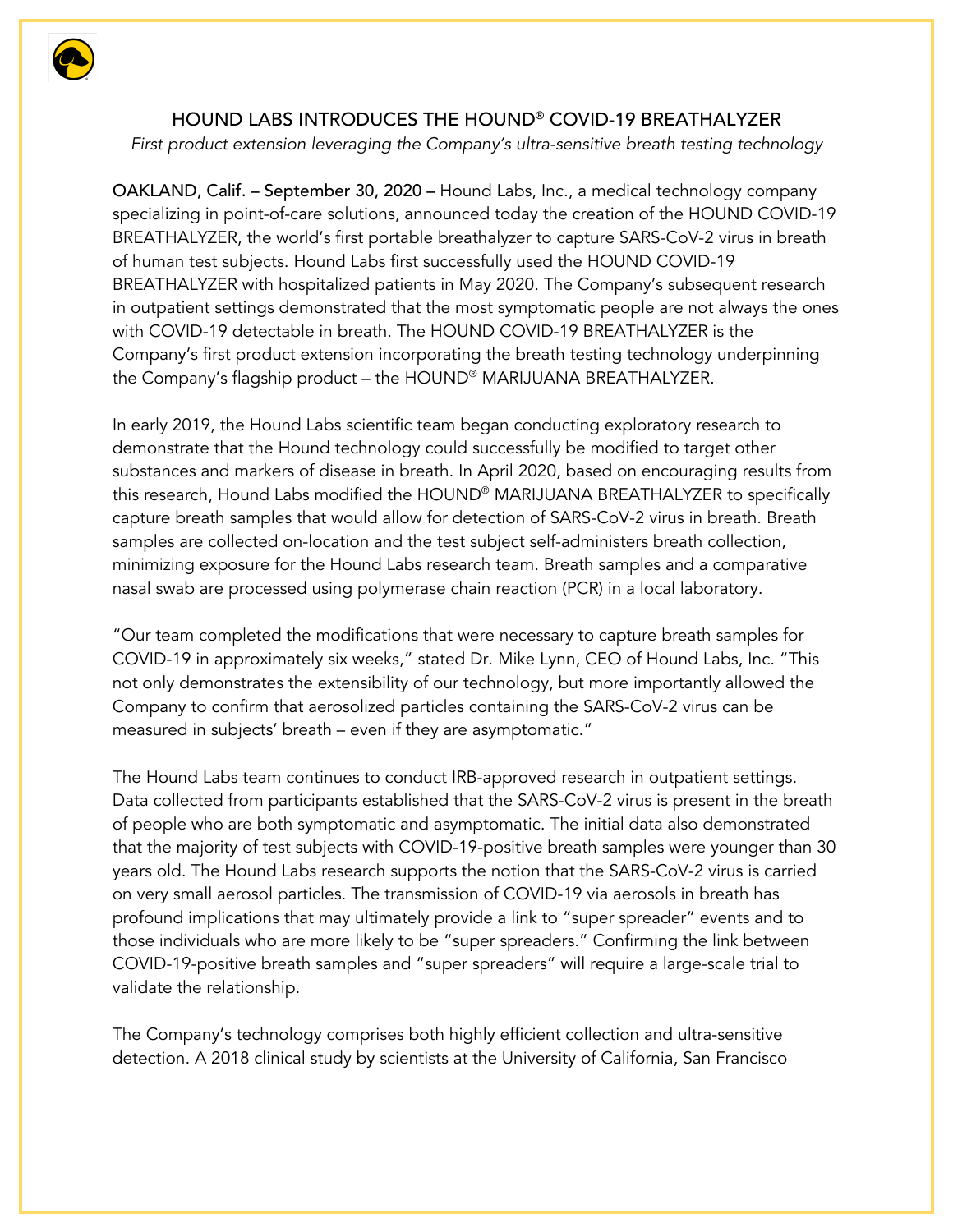# HOUND LABS INTRODUCES THE HOUND® COVID-19 BREATHALYZER

*First product extension leveraging the Company's ultra-sensitive breath testing technology*

**OAKLAND, Calif. – September 30, 2020 –** Hound Labs, Inc., a medical technology company specializing in point-of-care solutions, announced today the creation of the HOUND COVID-19 BREATHALYZER, the world's first portable breathalyzer to capture SARS-CoV-2 virus in breath of human test subjects. Hound Labs first successfully used the HOUND COVID-19 BREATHALYZER with hospitalized patients in May 2020. The Company's subsequent research in outpatient settings demonstrated that the most symptomatic people are not always the ones with COVID-19 detectable in breath. The HOUND COVID-19 BREATHALYZER is the Company's first product extension incorporating the breath testing technology underpinning the Company's flagship product – the HOUND® MARIJUANA BREATHALYZER.

In early 2019, the Hound Labs scientific team began conducting exploratory research to demonstrate that the Hound technology could successfully be modified to target other substances and markers of disease in breath. In April 2020, based on encouraging results from this research, Hound Labs modified the HOUND® MARIJUANA BREATHALYZER to specifically capture breath samples that would allow for detection of SARS-CoV-2 virus in breath. Breath samples are collected on-location and the test subject self-administers breath collection, minimizing exposure for the Hound Labs research team. Breath samples and a comparative nasal swab are processed using polymerase chain reaction (PCR) in a local laboratory.

"Our team completed the modifications that were necessary to capture breath samples for COVID-19 in approximately six weeks," stated Dr. Mike Lynn, CEO of Hound Labs, Inc. "This not only demonstrates the extensibility of our technology, but more importantly allowed the Company to confirm that aerosolized particles containing the SARS-CoV-2 virus can be measured in subjects' breath – even if they are asymptomatic."

The Hound Labs team continues to conduct IRB-approved research in outpatient settings. Data collected from participants established that the SARS-CoV-2 virus is present in the breath of people who are both symptomatic and asymptomatic. The initial data also demonstrated that the majority of test subjects with COVID-19-positive breath samples were younger than 30 years old. The Hound Labs research supports the notion that the SARS-CoV-2 virus is carried on very small aerosol particles. The transmission of COVID-19 via aerosols in breath has profound implications that may ultimately provide a link to "super spreader" events and to those individuals who are more likely to be "super spreaders." Confirming the link between COVID-19-positive breath samples and "super spreaders" will require a large-scale trial to validate the relationship.

The Company's technology comprises both highly efficient collection and ultra-sensitive detection. A 2018 clinical study by scientists at the University of California, San Francisco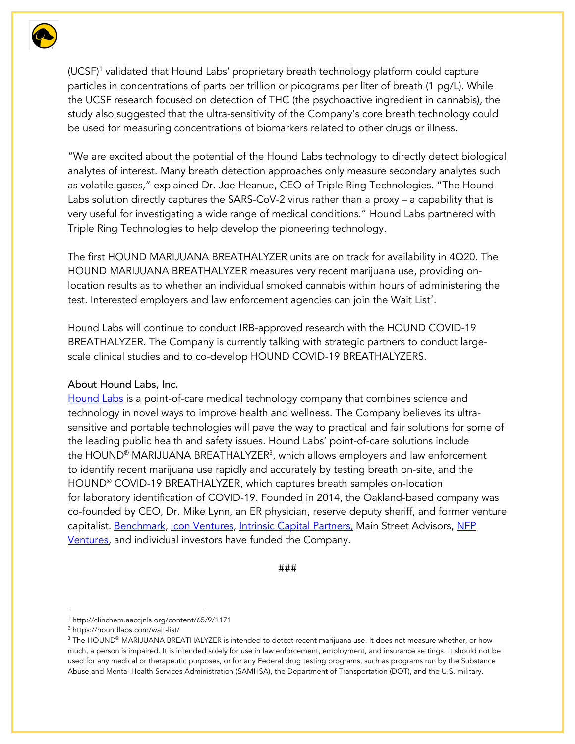(UCSF)[1] validated that Hound Labs' proprietary breath technology platform could capture particles in concentrations of parts per trillion or picograms per liter of breath (1 pg/L). While the UCSF research focused on detection of THC (the psychoactive ingredient in cannabis), the study also suggested that the ultra-sensitivity of the Company's core breath technology could be used for measuring concentrations of biomarkers related to other drugs or illness.

"We are excited about the potential of the Hound Labs technology to directly detect biological analytes of interest. Many breath detection approaches only measure secondary analytes such as volatile gases," explained Dr. Joe Heanue, CEO of Triple Ring Technologies. "The Hound Labs solution directly captures the SARS-CoV-2 virus rather than a proxy – a capability that is very useful for investigating a wide range of medical conditions." Hound Labs partnered with Triple Ring Technologies to help develop the pioneering technology.

The first HOUND MARIJUANA BREATHALYZER units are on track for availability in 4Q20. The HOUND MARIJUANA BREATHALYZER measures very recent marijuana use, providing on-location results as to whether an individual smoked cannabis within hours of administering the test. Interested employers and law enforcement agencies can join the Wait List[2].

Hound Labs will continue to conduct IRB-approved research with the HOUND COVID-19 BREATHALYZER. The Company is currently talking with strategic partners to conduct large-scale clinical studies and to co-develop HOUND COVID-19 BREATHALYZERS.

**About Hound Labs, Inc.**
Hound Labs is a point-of-care medical technology company that combines science and technology in novel ways to improve health and wellness. The Company believes its ultra-sensitive and portable technologies will pave the way to practical and fair solutions for some of the leading public health and safety issues. Hound Labs' point-of-care solutions include the HOUND® MARIJUANA BREATHALYZER[3], which allows employers and law enforcement to identify recent marijuana use rapidly and accurately by testing breath on-site, and the HOUND® COVID-19 BREATHALYZER, which captures breath samples on-location for laboratory identification of COVID-19. Founded in 2014, the Oakland-based company was co-founded by CEO, Dr. Mike Lynn, an ER physician, reserve deputy sheriff, and former venture capitalist. Benchmark, Icon Ventures, Intrinsic Capital Partners, Main Street Advisors, NFP Ventures, and individual investors have funded the Company.

###

---

[1] http://clinchem.aaccjnls.org/content/65/9/1171

[2] https://houndlabs.com/wait-list/

[3] The HOUND® MARIJUANA BREATHALYZER is intended to detect recent marijuana use. It does not measure whether, or how much, a person is impaired. It is intended solely for use in law enforcement, employment, and insurance settings. It should not be used for any medical or therapeutic purposes, or for any Federal drug testing programs, such as programs run by the Substance Abuse and Mental Health Services Administration (SAMHSA), the Department of Transportation (DOT), and the U.S. military.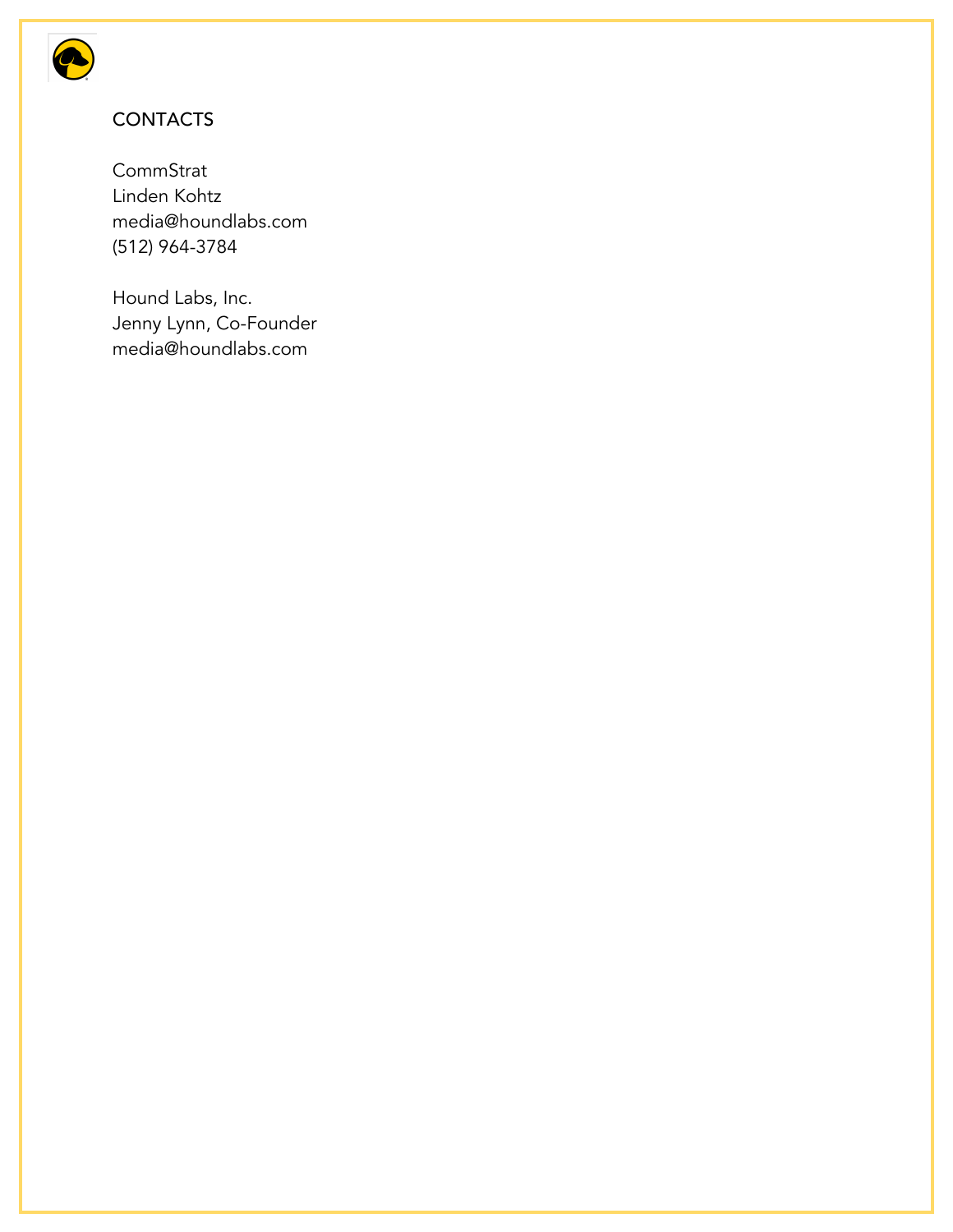## CONTACTS

CommStrat
Linden Kohtz
media@houndlabs.com
(512) 964-3784

Hound Labs, Inc.
Jenny Lynn, Co-Founder
media@houndlabs.com